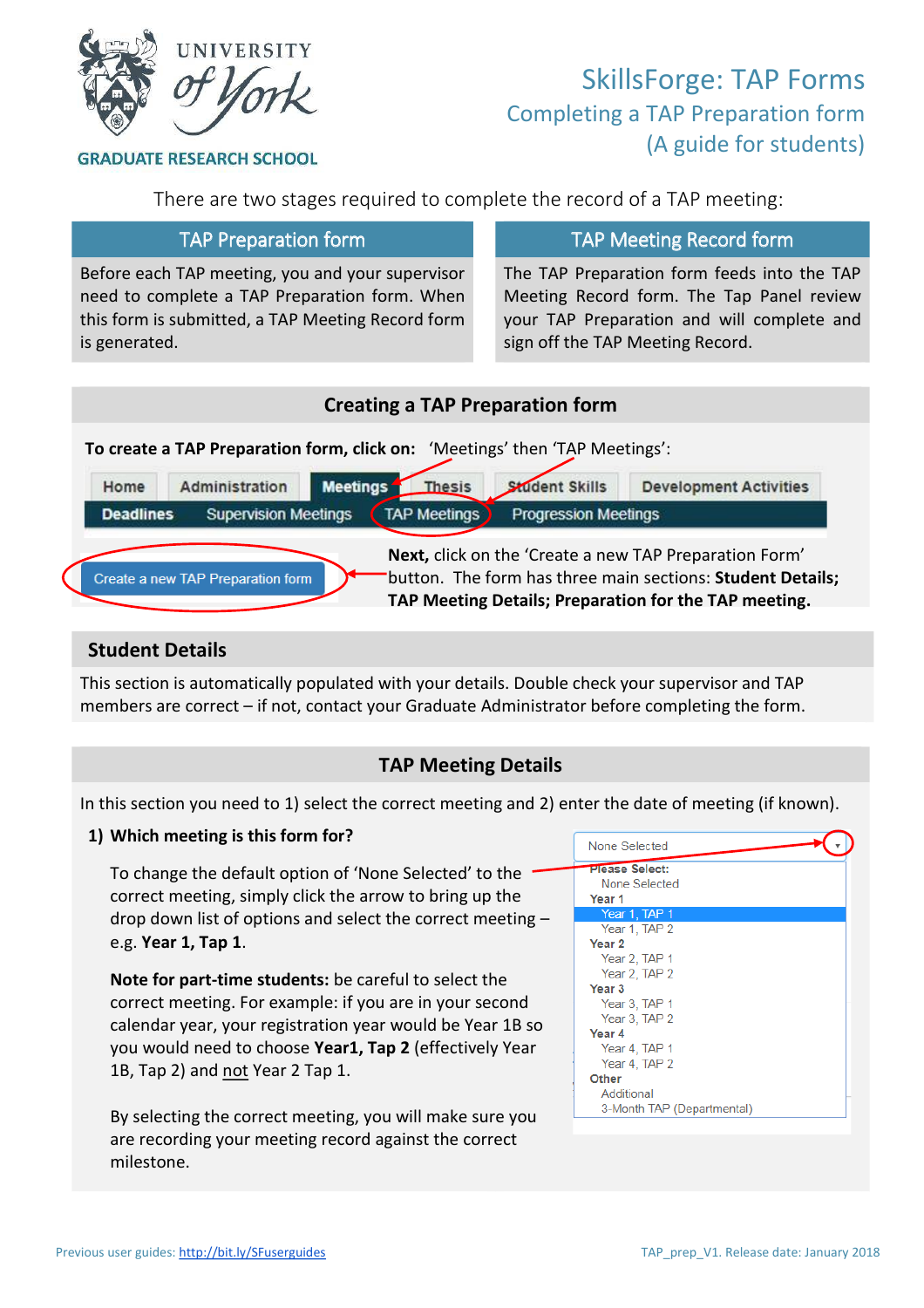UNIVERSITY of York

GRADUATE RESEARCH SCHOOL

# SkillsForge: TAP Forms

## Completing a TAP Preparation form
## (A guide for students)

There are two stages required to complete the record of a TAP meeting:

| TAP Preparation form | TAP Meeting Record form |
| --- | --- |
| Before each TAP meeting, you and your supervisor need to complete a TAP Preparation form. When this form is submitted, a TAP Meeting Record form is generated. | The TAP Preparation form feeds into the TAP Meeting Record form. The Tap Panel review your TAP Preparation and will complete and sign off the TAP Meeting Record. |

## Creating a TAP Preparation form

**To create a TAP Preparation form, click on:** 'Meetings' then 'TAP Meetings':

Home | Administration | **Meetings** | Thesis | Student Skills | Development Activities

**Deadlines** | Supervision Meetings | TAP Meetings | Progression Meetings

Create a new TAP Preparation form

**Next,** click on the 'Create a new TAP Preparation Form' button. The form has three main sections: **Student Details; TAP Meeting Details; Preparation for the TAP meeting.**

## Student Details

This section is automatically populated with your details. Double check your supervisor and TAP members are correct – if not, contact your Graduate Administrator before completing the form.

## TAP Meeting Details

In this section you need to 1) select the correct meeting and 2) enter the date of meeting (if known).

**1) Which meeting is this form for?**

To change the default option of 'None Selected' to the correct meeting, simply click the arrow to bring up the drop down list of options and select the correct meeting – e.g. **Year 1, Tap 1**.

**Note for part-time students:** be careful to select the correct meeting. For example: if you are in your second calendar year, your registration year would be Year 1B so you would need to choose **Year1, Tap 2** (effectively Year 1B, Tap 2) and not Year 2 Tap 1.

By selecting the correct meeting, you will make sure you are recording your meeting record against the correct milestone.

None Selected

- **Please Select:**
  - None Selected
- **Year 1**
  - Year 1, TAP 1
  - Year 1, TAP 2
- **Year 2**
  - Year 2, TAP 1
  - Year 2, TAP 2
- **Year 3**
  - Year 3, TAP 1
  - Year 3, TAP 2
- **Year 4**
  - Year 4, TAP 1
  - Year 4, TAP 2
- **Other**
  - Additional
  - 3-Month TAP (Departmental)

Previous user guides: http://bit.ly/SFuserguides

TAP_prep_V1. Release date: January 2018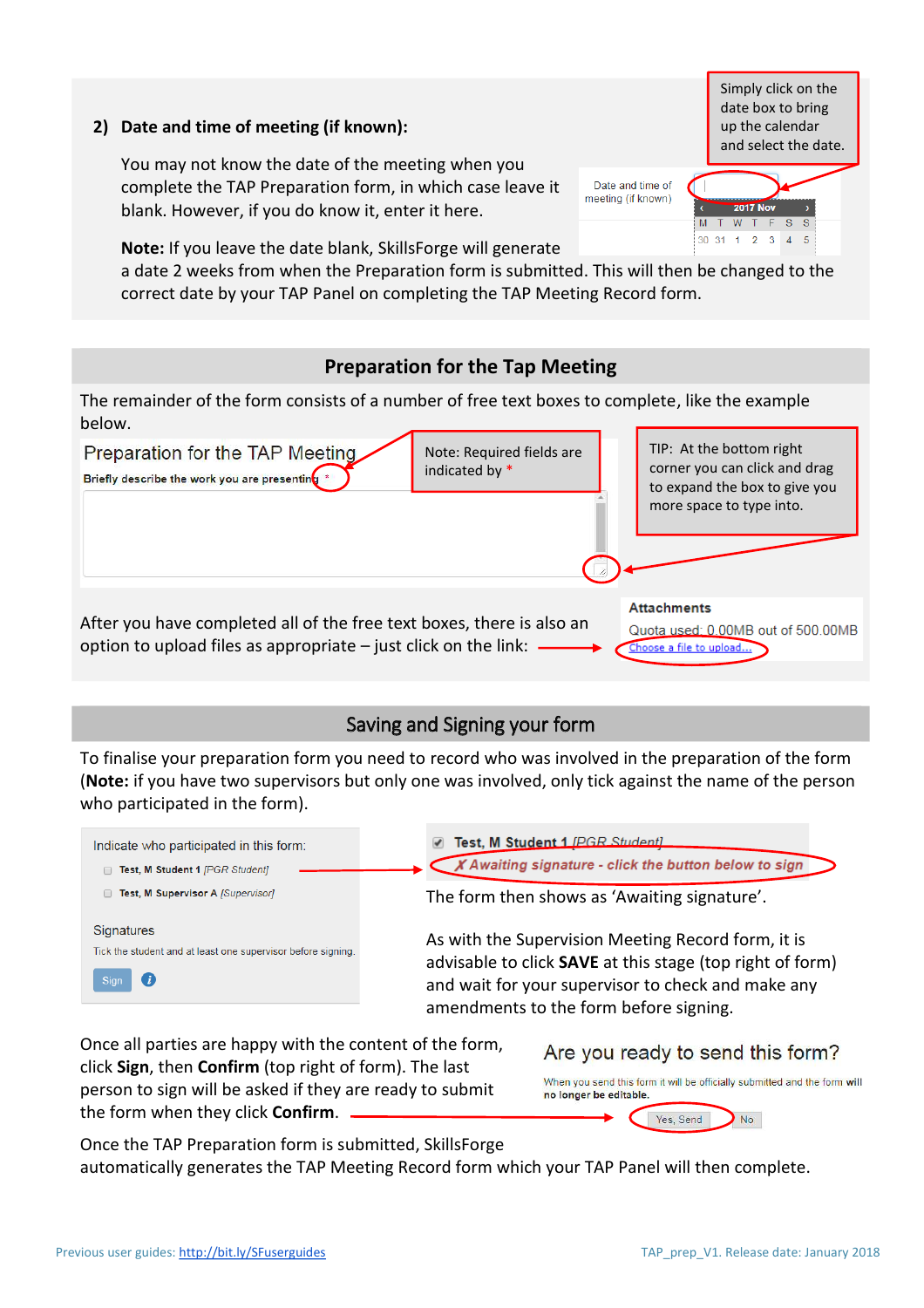**2) Date and time of meeting (if known):**

You may not know the date of the meeting when you complete the TAP Preparation form, in which case leave it blank. However, if you do know it, enter it here.

Simply click on the date box to bring up the calendar and select the date.

Date and time of meeting (if known)

2017 Nov

M T W T F S S

30 31 1 2 3 4 5

**Note:** If you leave the date blank, SkillsForge will generate a date 2 weeks from when the Preparation form is submitted. This will then be changed to the correct date by your TAP Panel on completing the TAP Meeting Record form.

## Preparation for the Tap Meeting

The remainder of the form consists of a number of free text boxes to complete, like the example below.

Preparation for the TAP Meeting

Briefly describe the work you are presenting *

Note: Required fields are indicated by *

TIP: At the bottom right corner you can click and drag to expand the box to give you more space to type into.

After you have completed all of the free text boxes, there is also an option to upload files as appropriate – just click on the link:

Attachments

Quota used: 0.00MB out of 500.00MB

Choose a file to upload...

## Saving and Signing your form

To finalise your preparation form you need to record who was involved in the preparation of the form (**Note:** if you have two supervisors but only one was involved, only tick against the name of the person who participated in the form).

Indicate who participated in this form:

- Test, M Student 1 *[PGR Student]*
- Test, M Supervisor A *[Supervisor]*

Signatures

Tick the student and at least one supervisor before signing.

Sign

Test, M Student 1 *[PGR Student]*

*✗ Awaiting signature - click the button below to sign*

The form then shows as 'Awaiting signature'.

As with the Supervision Meeting Record form, it is advisable to click **SAVE** at this stage (top right of form) and wait for your supervisor to check and make any amendments to the form before signing.

Once all parties are happy with the content of the form, click **Sign**, then **Confirm** (top right of form). The last person to sign will be asked if they are ready to submit the form when they click **Confirm**.

Are you ready to send this form?

When you send this form it will be officially submitted and the form **will no longer be editable.**

Yes, Send | No

Once the TAP Preparation form is submitted, SkillsForge automatically generates the TAP Meeting Record form which your TAP Panel will then complete.

Previous user guides: http://bit.ly/SFuserguides

TAP_prep_V1. Release date: January 2018